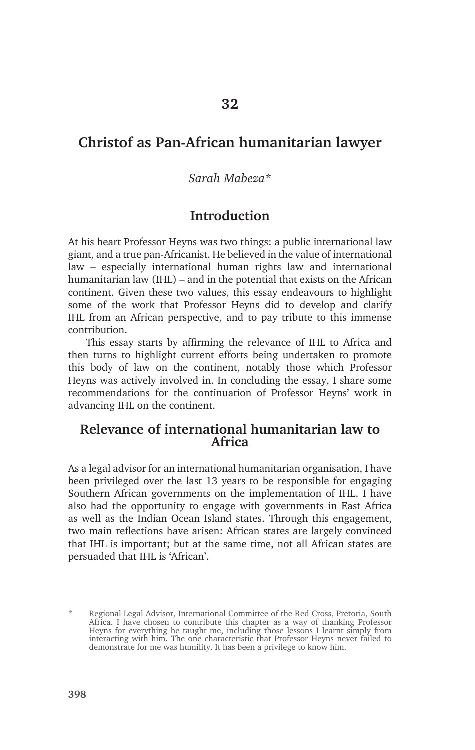# 32

## Christof as Pan-African humanitarian lawyer

*Sarah Mabeza**

### Introduction

At his heart Professor Heyns was two things: a public international law giant, and a true pan-Africanist. He believed in the value of international law – especially international human rights law and international humanitarian law (IHL) – and in the potential that exists on the African continent. Given these two values, this essay endeavours to highlight some of the work that Professor Heyns did to develop and clarify IHL from an African perspective, and to pay tribute to this immense contribution.

This essay starts by affirming the relevance of IHL to Africa and then turns to highlight current efforts being undertaken to promote this body of law on the continent, notably those which Professor Heyns was actively involved in. In concluding the essay, I share some recommendations for the continuation of Professor Heyns' work in advancing IHL on the continent.

### Relevance of international humanitarian law to Africa

As a legal advisor for an international humanitarian organisation, I have been privileged over the last 13 years to be responsible for engaging Southern African governments on the implementation of IHL. I have also had the opportunity to engage with governments in East Africa as well as the Indian Ocean Island states. Through this engagement, two main reflections have arisen: African states are largely convinced that IHL is important; but at the same time, not all African states are persuaded that IHL is 'African'.

---

\* Regional Legal Advisor, International Committee of the Red Cross, Pretoria, South Africa. I have chosen to contribute this chapter as a way of thanking Professor Heyns for everything he taught me, including those lessons I learnt simply from interacting with him. The one characteristic that Professor Heyns never failed to demonstrate for me was humility. It has been a privilege to know him.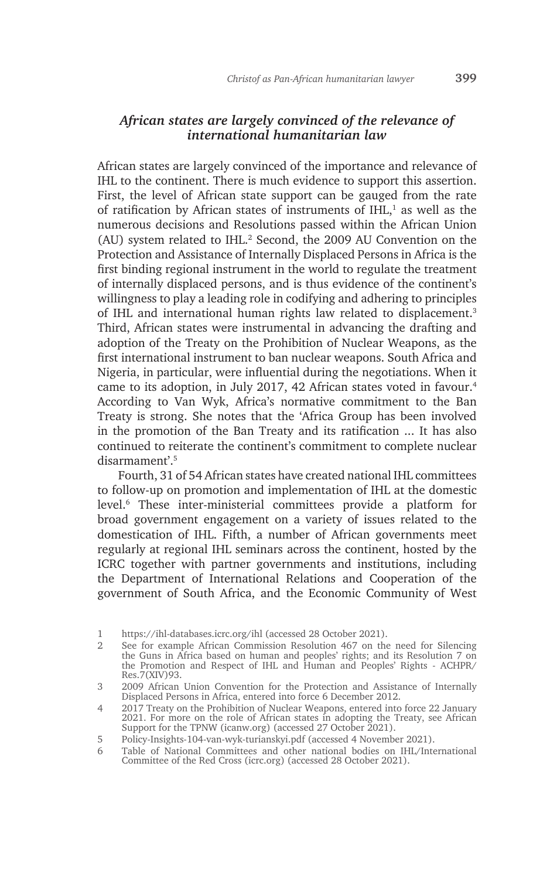### *African states are largely convinced of the relevance of international humanitarian law*

African states are largely convinced of the importance and relevance of IHL to the continent. There is much evidence to support this assertion. First, the level of African state support can be gauged from the rate of ratification by African states of instruments of IHL,[1] as well as the numerous decisions and Resolutions passed within the African Union (AU) system related to IHL.[2] Second, the 2009 AU Convention on the Protection and Assistance of Internally Displaced Persons in Africa is the first binding regional instrument in the world to regulate the treatment of internally displaced persons, and is thus evidence of the continent's willingness to play a leading role in codifying and adhering to principles of IHL and international human rights law related to displacement.[3] Third, African states were instrumental in advancing the drafting and adoption of the Treaty on the Prohibition of Nuclear Weapons, as the first international instrument to ban nuclear weapons. South Africa and Nigeria, in particular, were influential during the negotiations. When it came to its adoption, in July 2017, 42 African states voted in favour.[4] According to Van Wyk, Africa's normative commitment to the Ban Treaty is strong. She notes that the 'Africa Group has been involved in the promotion of the Ban Treaty and its ratification ... It has also continued to reiterate the continent's commitment to complete nuclear disarmament'.[5]

Fourth, 31 of 54 African states have created national IHL committees to follow-up on promotion and implementation of IHL at the domestic level.[6] These inter-ministerial committees provide a platform for broad government engagement on a variety of issues related to the domestication of IHL. Fifth, a number of African governments meet regularly at regional IHL seminars across the continent, hosted by the ICRC together with partner governments and institutions, including the Department of International Relations and Cooperation of the government of South Africa, and the Economic Community of West

1 https://ihl-databases.icrc.org/ihl (accessed 28 October 2021).

2 See for example African Commission Resolution 467 on the need for Silencing the Guns in Africa based on human and peoples' rights; and its Resolution 7 on the Promotion and Respect of IHL and Human and Peoples' Rights - ACHPR/Res.7(XIV)93.

3 2009 African Union Convention for the Protection and Assistance of Internally Displaced Persons in Africa, entered into force 6 December 2012.

4 2017 Treaty on the Prohibition of Nuclear Weapons, entered into force 22 January 2021. For more on the role of African states in adopting the Treaty, see African Support for the TPNW (icanw.org) (accessed 27 October 2021).

5 Policy-Insights-104-van-wyk-turianskyi.pdf (accessed 4 November 2021).

6 Table of National Committees and other national bodies on IHL/International Committee of the Red Cross (icrc.org) (accessed 28 October 2021).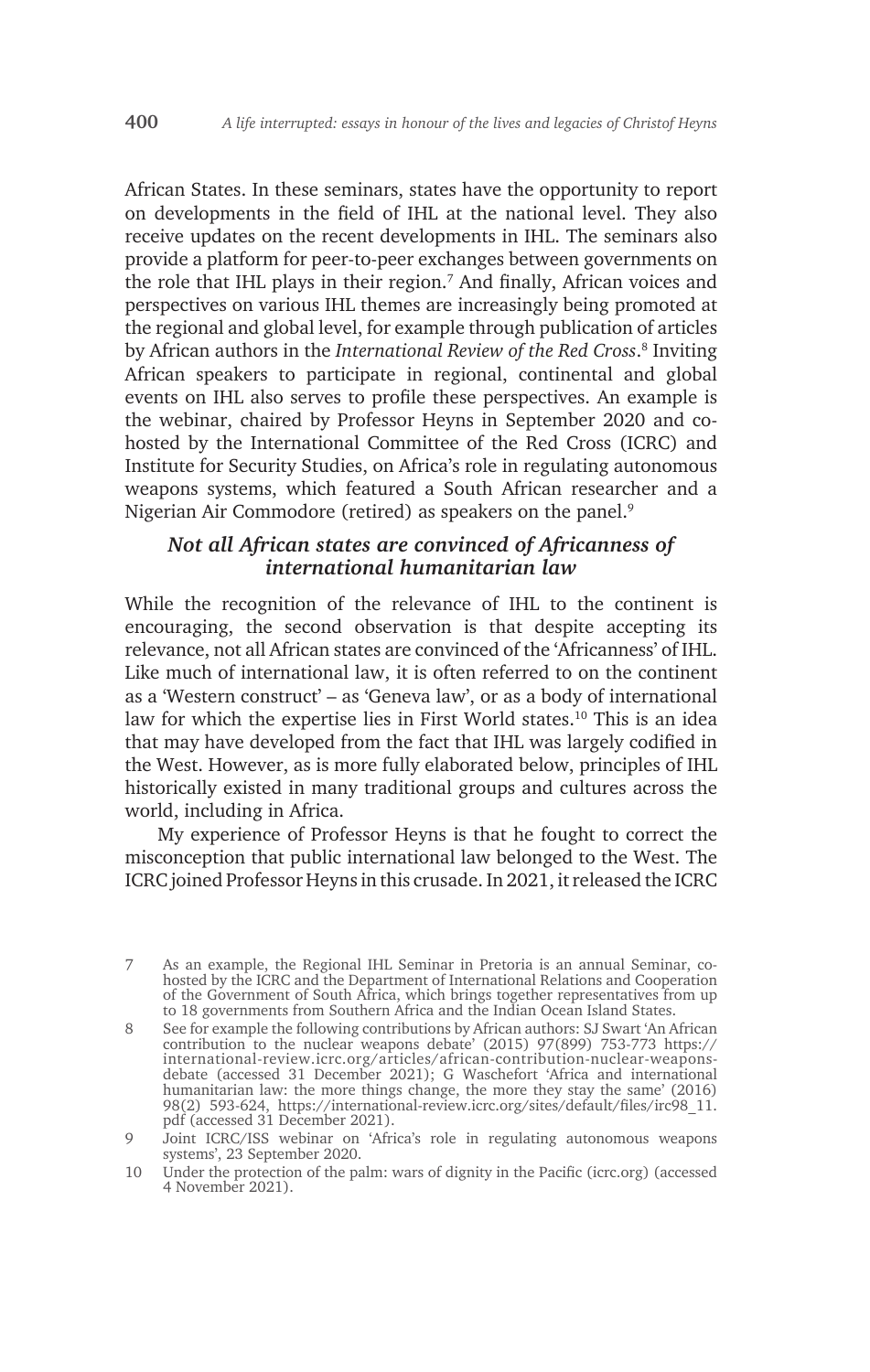African States. In these seminars, states have the opportunity to report on developments in the field of IHL at the national level. They also receive updates on the recent developments in IHL. The seminars also provide a platform for peer-to-peer exchanges between governments on the role that IHL plays in their region.[7] And finally, African voices and perspectives on various IHL themes are increasingly being promoted at the regional and global level, for example through publication of articles by African authors in the *International Review of the Red Cross*.[8] Inviting African speakers to participate in regional, continental and global events on IHL also serves to profile these perspectives. An example is the webinar, chaired by Professor Heyns in September 2020 and co-hosted by the International Committee of the Red Cross (ICRC) and Institute for Security Studies, on Africa's role in regulating autonomous weapons systems, which featured a South African researcher and a Nigerian Air Commodore (retired) as speakers on the panel.[9]

### *Not all African states are convinced of Africanness of international humanitarian law*

While the recognition of the relevance of IHL to the continent is encouraging, the second observation is that despite accepting its relevance, not all African states are convinced of the 'Africanness' of IHL. Like much of international law, it is often referred to on the continent as a 'Western construct' – as 'Geneva law', or as a body of international law for which the expertise lies in First World states.[10] This is an idea that may have developed from the fact that IHL was largely codified in the West. However, as is more fully elaborated below, principles of IHL historically existed in many traditional groups and cultures across the world, including in Africa.

My experience of Professor Heyns is that he fought to correct the misconception that public international law belonged to the West. The ICRC joined Professor Heyns in this crusade. In 2021, it released the ICRC

---

7 As an example, the Regional IHL Seminar in Pretoria is an annual Seminar, co-hosted by the ICRC and the Department of International Relations and Cooperation of the Government of South Africa, which brings together representatives from up to 18 governments from Southern Africa and the Indian Ocean Island States.

8 See for example the following contributions by African authors: SJ Swart 'An African contribution to the nuclear weapons debate' (2015) 97(899) 753-773 https://international-review.icrc.org/articles/african-contribution-nuclear-weapons-debate (accessed 31 December 2021); G Waschefort 'Africa and international humanitarian law: the more things change, the more they stay the same' (2016) 98(2) 593-624, https://international-review.icrc.org/sites/default/files/irc98_11.pdf (accessed 31 December 2021).

9 Joint ICRC/ISS webinar on 'Africa's role in regulating autonomous weapons systems', 23 September 2020.

10 Under the protection of the palm: wars of dignity in the Pacific (icrc.org) (accessed 4 November 2021).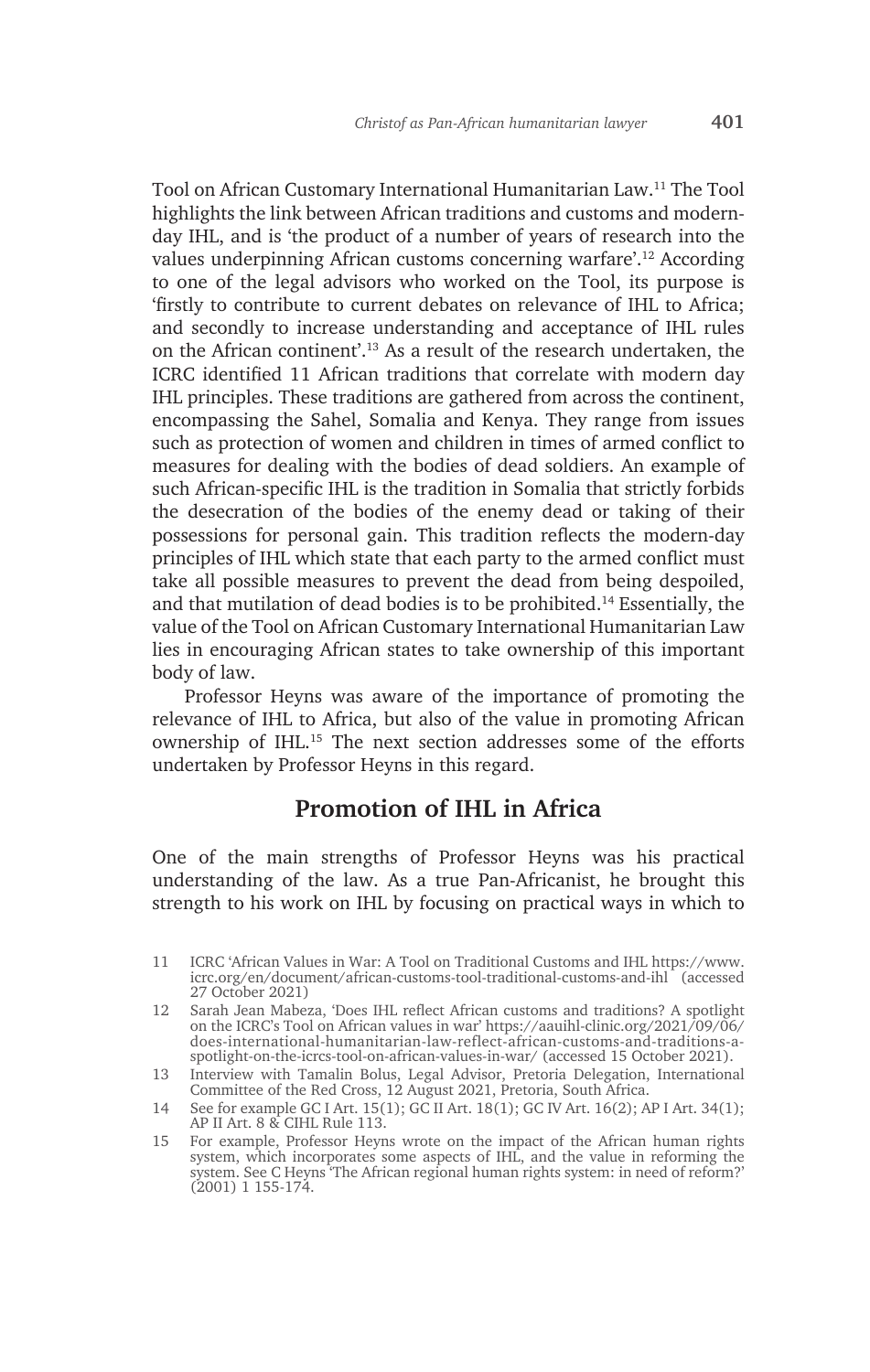Tool on African Customary International Humanitarian Law.[11] The Tool highlights the link between African traditions and customs and modern-day IHL, and is 'the product of a number of years of research into the values underpinning African customs concerning warfare'.[12] According to one of the legal advisors who worked on the Tool, its purpose is 'firstly to contribute to current debates on relevance of IHL to Africa; and secondly to increase understanding and acceptance of IHL rules on the African continent'.[13] As a result of the research undertaken, the ICRC identified 11 African traditions that correlate with modern day IHL principles. These traditions are gathered from across the continent, encompassing the Sahel, Somalia and Kenya. They range from issues such as protection of women and children in times of armed conflict to measures for dealing with the bodies of dead soldiers. An example of such African-specific IHL is the tradition in Somalia that strictly forbids the desecration of the bodies of the enemy dead or taking of their possessions for personal gain. This tradition reflects the modern-day principles of IHL which state that each party to the armed conflict must take all possible measures to prevent the dead from being despoiled, and that mutilation of dead bodies is to be prohibited.[14] Essentially, the value of the Tool on African Customary International Humanitarian Law lies in encouraging African states to take ownership of this important body of law.

Professor Heyns was aware of the importance of promoting the relevance of IHL to Africa, but also of the value in promoting African ownership of IHL.[15] The next section addresses some of the efforts undertaken by Professor Heyns in this regard.

## Promotion of IHL in Africa

One of the main strengths of Professor Heyns was his practical understanding of the law. As a true Pan-Africanist, he brought this strength to his work on IHL by focusing on practical ways in which to

11 ICRC 'African Values in War: A Tool on Traditional Customs and IHL https://www.icrc.org/en/document/african-customs-tool-traditional-customs-and-ihl (accessed 27 October 2021)

12 Sarah Jean Mabeza, 'Does IHL reflect African customs and traditions? A spotlight on the ICRC's Tool on African values in war' https://aauihl-clinic.org/2021/09/06/does-international-humanitarian-law-reflect-african-customs-and-traditions-a-spotlight-on-the-icrcs-tool-on-african-values-in-war/ (accessed 15 October 2021).

13 Interview with Tamalin Bolus, Legal Advisor, Pretoria Delegation, International Committee of the Red Cross, 12 August 2021, Pretoria, South Africa.

14 See for example GC I Art. 15(1); GC II Art. 18(1); GC IV Art. 16(2); AP I Art. 34(1); AP II Art. 8 & CIHL Rule 113.

15 For example, Professor Heyns wrote on the impact of the African human rights system, which incorporates some aspects of IHL, and the value in reforming the system. See C Heyns 'The African regional human rights system: in need of reform?' (2001) 1 155-174.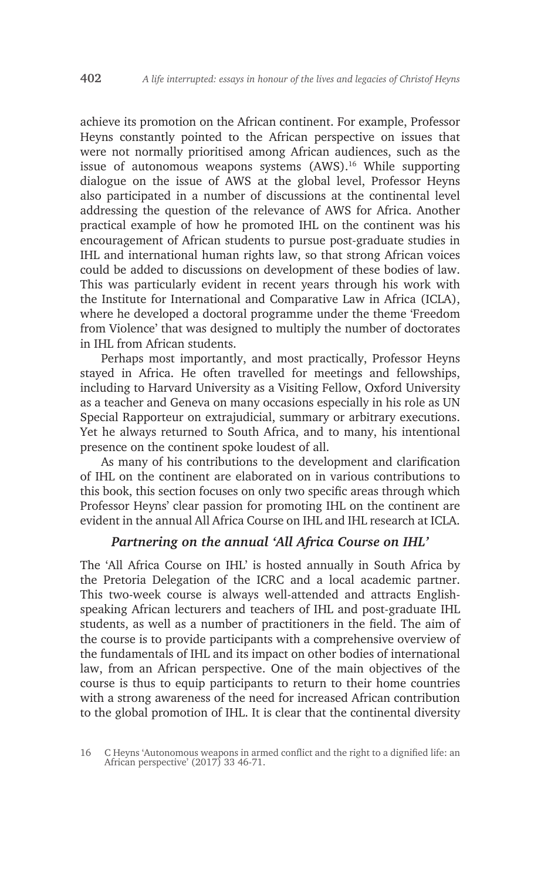achieve its promotion on the African continent. For example, Professor Heyns constantly pointed to the African perspective on issues that were not normally prioritised among African audiences, such as the issue of autonomous weapons systems (AWS).[16] While supporting dialogue on the issue of AWS at the global level, Professor Heyns also participated in a number of discussions at the continental level addressing the question of the relevance of AWS for Africa. Another practical example of how he promoted IHL on the continent was his encouragement of African students to pursue post-graduate studies in IHL and international human rights law, so that strong African voices could be added to discussions on development of these bodies of law. This was particularly evident in recent years through his work with the Institute for International and Comparative Law in Africa (ICLA), where he developed a doctoral programme under the theme 'Freedom from Violence' that was designed to multiply the number of doctorates in IHL from African students.

Perhaps most importantly, and most practically, Professor Heyns stayed in Africa. He often travelled for meetings and fellowships, including to Harvard University as a Visiting Fellow, Oxford University as a teacher and Geneva on many occasions especially in his role as UN Special Rapporteur on extrajudicial, summary or arbitrary executions. Yet he always returned to South Africa, and to many, his intentional presence on the continent spoke loudest of all.

As many of his contributions to the development and clarification of IHL on the continent are elaborated on in various contributions to this book, this section focuses on only two specific areas through which Professor Heyns' clear passion for promoting IHL on the continent are evident in the annual All Africa Course on IHL and IHL research at ICLA.

### *Partnering on the annual 'All Africa Course on IHL'*

The 'All Africa Course on IHL' is hosted annually in South Africa by the Pretoria Delegation of the ICRC and a local academic partner. This two-week course is always well-attended and attracts English-speaking African lecturers and teachers of IHL and post-graduate IHL students, as well as a number of practitioners in the field. The aim of the course is to provide participants with a comprehensive overview of the fundamentals of IHL and its impact on other bodies of international law, from an African perspective. One of the main objectives of the course is thus to equip participants to return to their home countries with a strong awareness of the need for increased African contribution to the global promotion of IHL. It is clear that the continental diversity

16 C Heyns 'Autonomous weapons in armed conflict and the right to a dignified life: an African perspective' (2017) 33 46-71.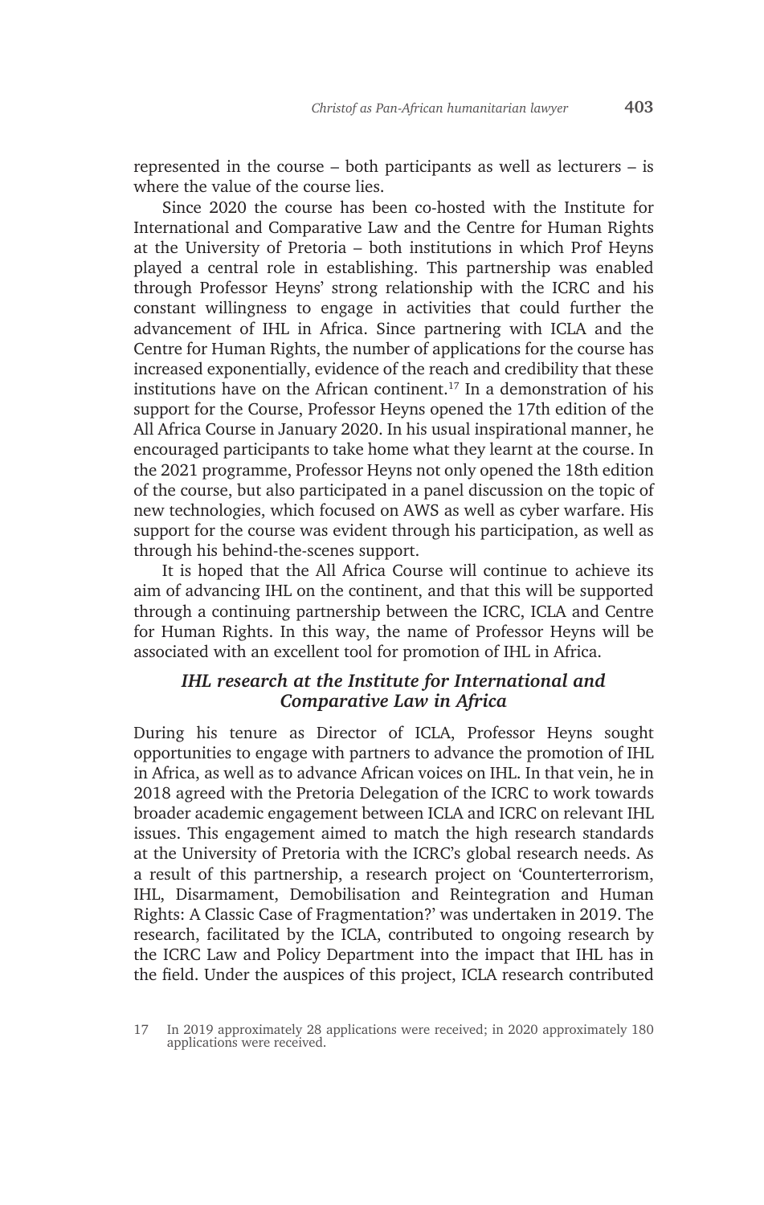represented in the course – both participants as well as lecturers – is where the value of the course lies.

Since 2020 the course has been co-hosted with the Institute for International and Comparative Law and the Centre for Human Rights at the University of Pretoria – both institutions in which Prof Heyns played a central role in establishing. This partnership was enabled through Professor Heyns' strong relationship with the ICRC and his constant willingness to engage in activities that could further the advancement of IHL in Africa. Since partnering with ICLA and the Centre for Human Rights, the number of applications for the course has increased exponentially, evidence of the reach and credibility that these institutions have on the African continent.[17] In a demonstration of his support for the Course, Professor Heyns opened the 17th edition of the All Africa Course in January 2020. In his usual inspirational manner, he encouraged participants to take home what they learnt at the course. In the 2021 programme, Professor Heyns not only opened the 18th edition of the course, but also participated in a panel discussion on the topic of new technologies, which focused on AWS as well as cyber warfare. His support for the course was evident through his participation, as well as through his behind-the-scenes support.

It is hoped that the All Africa Course will continue to achieve its aim of advancing IHL on the continent, and that this will be supported through a continuing partnership between the ICRC, ICLA and Centre for Human Rights. In this way, the name of Professor Heyns will be associated with an excellent tool for promotion of IHL in Africa.

### *IHL research at the Institute for International and Comparative Law in Africa*

During his tenure as Director of ICLA, Professor Heyns sought opportunities to engage with partners to advance the promotion of IHL in Africa, as well as to advance African voices on IHL. In that vein, he in 2018 agreed with the Pretoria Delegation of the ICRC to work towards broader academic engagement between ICLA and ICRC on relevant IHL issues. This engagement aimed to match the high research standards at the University of Pretoria with the ICRC's global research needs. As a result of this partnership, a research project on 'Counterterrorism, IHL, Disarmament, Demobilisation and Reintegration and Human Rights: A Classic Case of Fragmentation?' was undertaken in 2019. The research, facilitated by the ICLA, contributed to ongoing research by the ICRC Law and Policy Department into the impact that IHL has in the field. Under the auspices of this project, ICLA research contributed

17 In 2019 approximately 28 applications were received; in 2020 approximately 180 applications were received.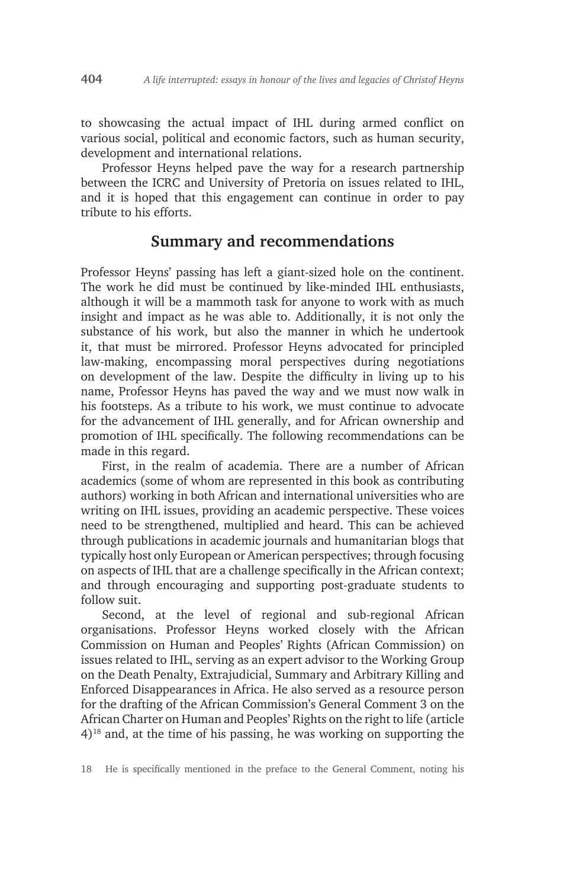to showcasing the actual impact of IHL during armed conflict on various social, political and economic factors, such as human security, development and international relations.

Professor Heyns helped pave the way for a research partnership between the ICRC and University of Pretoria on issues related to IHL, and it is hoped that this engagement can continue in order to pay tribute to his efforts.

## Summary and recommendations

Professor Heyns' passing has left a giant-sized hole on the continent. The work he did must be continued by like-minded IHL enthusiasts, although it will be a mammoth task for anyone to work with as much insight and impact as he was able to. Additionally, it is not only the substance of his work, but also the manner in which he undertook it, that must be mirrored. Professor Heyns advocated for principled law-making, encompassing moral perspectives during negotiations on development of the law. Despite the difficulty in living up to his name, Professor Heyns has paved the way and we must now walk in his footsteps. As a tribute to his work, we must continue to advocate for the advancement of IHL generally, and for African ownership and promotion of IHL specifically. The following recommendations can be made in this regard.

First, in the realm of academia. There are a number of African academics (some of whom are represented in this book as contributing authors) working in both African and international universities who are writing on IHL issues, providing an academic perspective. These voices need to be strengthened, multiplied and heard. This can be achieved through publications in academic journals and humanitarian blogs that typically host only European or American perspectives; through focusing on aspects of IHL that are a challenge specifically in the African context; and through encouraging and supporting post-graduate students to follow suit.

Second, at the level of regional and sub-regional African organisations. Professor Heyns worked closely with the African Commission on Human and Peoples' Rights (African Commission) on issues related to IHL, serving as an expert advisor to the Working Group on the Death Penalty, Extrajudicial, Summary and Arbitrary Killing and Enforced Disappearances in Africa. He also served as a resource person for the drafting of the African Commission's General Comment 3 on the African Charter on Human and Peoples' Rights on the right to life (article 4)[18] and, at the time of his passing, he was working on supporting the

18 He is specifically mentioned in the preface to the General Comment, noting his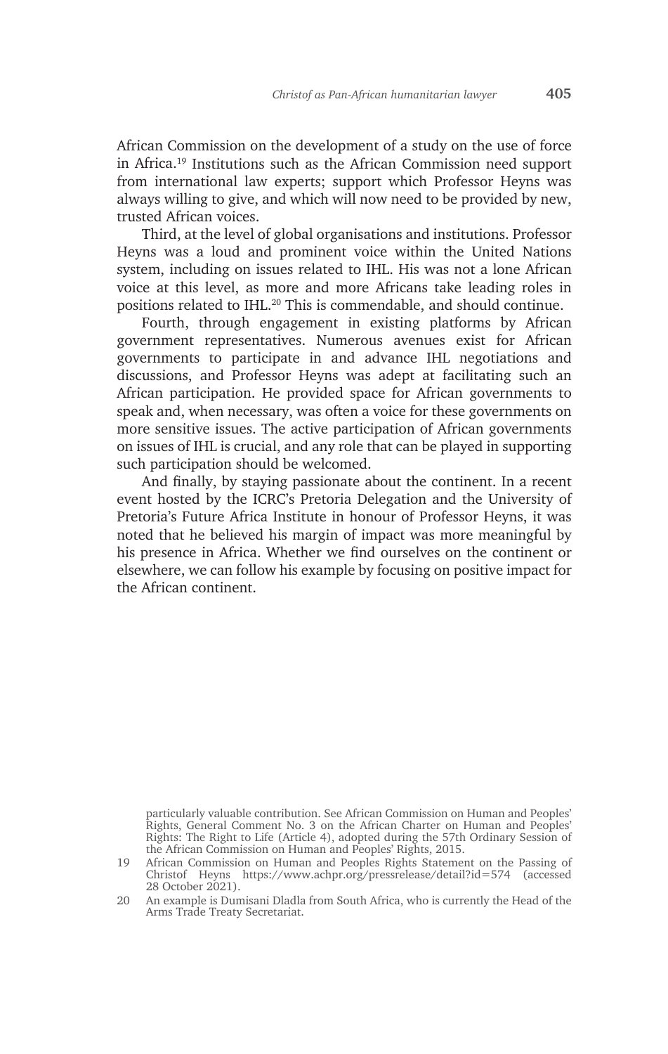African Commission on the development of a study on the use of force in Africa.[19] Institutions such as the African Commission need support from international law experts; support which Professor Heyns was always willing to give, and which will now need to be provided by new, trusted African voices.

Third, at the level of global organisations and institutions. Professor Heyns was a loud and prominent voice within the United Nations system, including on issues related to IHL. His was not a lone African voice at this level, as more and more Africans take leading roles in positions related to IHL.[20] This is commendable, and should continue.

Fourth, through engagement in existing platforms by African government representatives. Numerous avenues exist for African governments to participate in and advance IHL negotiations and discussions, and Professor Heyns was adept at facilitating such an African participation. He provided space for African governments to speak and, when necessary, was often a voice for these governments on more sensitive issues. The active participation of African governments on issues of IHL is crucial, and any role that can be played in supporting such participation should be welcomed.

And finally, by staying passionate about the continent. In a recent event hosted by the ICRC's Pretoria Delegation and the University of Pretoria's Future Africa Institute in honour of Professor Heyns, it was noted that he believed his margin of impact was more meaningful by his presence in Africa. Whether we find ourselves on the continent or elsewhere, we can follow his example by focusing on positive impact for the African continent.

particularly valuable contribution. See African Commission on Human and Peoples' Rights, General Comment No. 3 on the African Charter on Human and Peoples' Rights: The Right to Life (Article 4), adopted during the 57th Ordinary Session of the African Commission on Human and Peoples' Rights, 2015.

19 African Commission on Human and Peoples Rights Statement on the Passing of Christof Heyns https://www.achpr.org/pressrelease/detail?id=574 (accessed 28 October 2021).

20 An example is Dumisani Dladla from South Africa, who is currently the Head of the Arms Trade Treaty Secretariat.